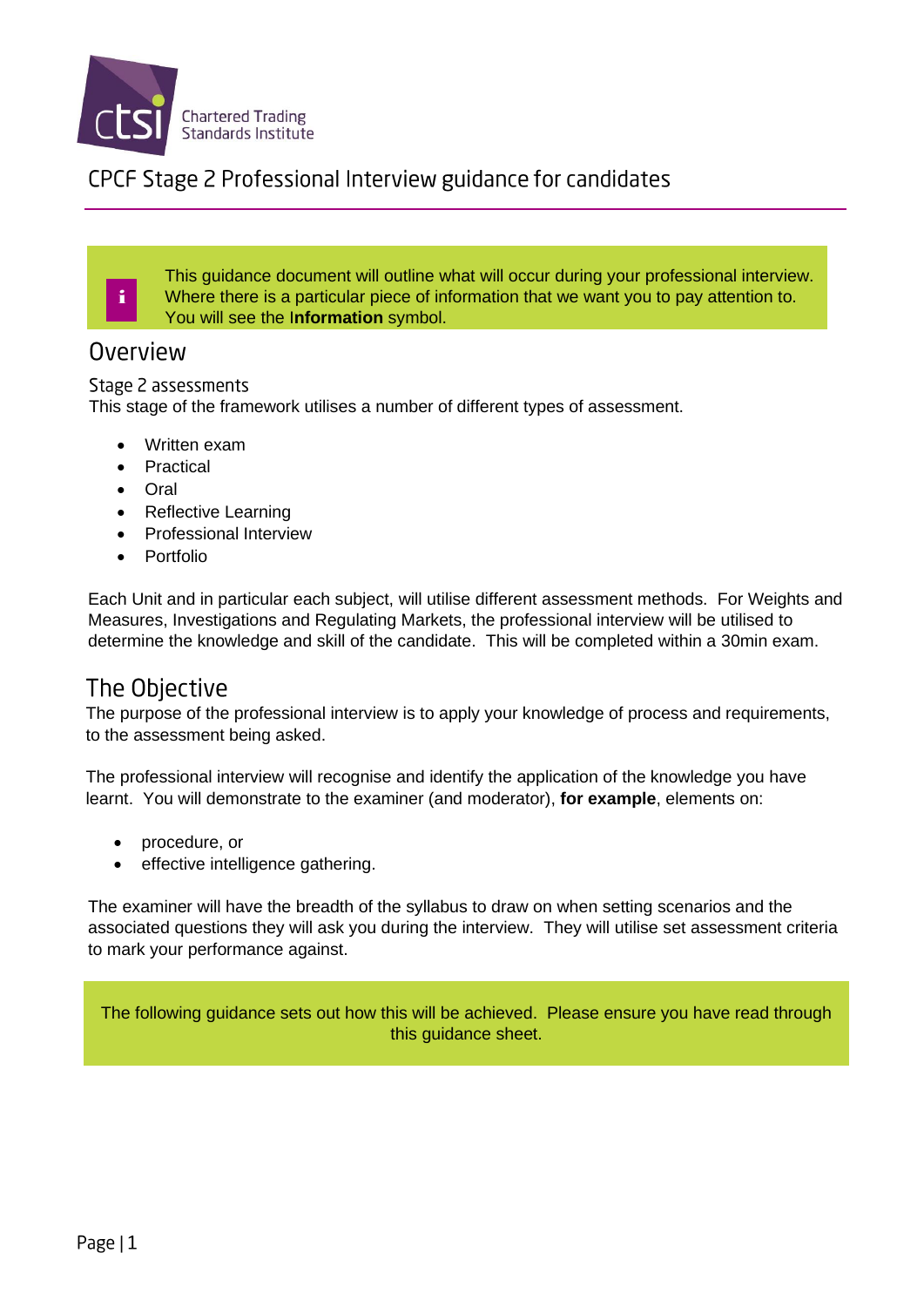Chartered Trading Standards Institute

# CPCF Stage 2 Professional Interview guidance for candidates

> This guidance document will outline what will occur during your professional interview. Where there is a particular piece of information that we want you to pay attention to. You will see the **Information** symbol.

## Overview

### Stage 2 assessments

This stage of the framework utilises a number of different types of assessment.

- Written exam
- Practical
- Oral
- Reflective Learning
- Professional Interview
- Portfolio

Each Unit and in particular each subject, will utilise different assessment methods. For Weights and Measures, Investigations and Regulating Markets, the professional interview will be utilised to determine the knowledge and skill of the candidate. This will be completed within a 30min exam.

## The Objective

The purpose of the professional interview is to apply your knowledge of process and requirements, to the assessment being asked.

The professional interview will recognise and identify the application of the knowledge you have learnt. You will demonstrate to the examiner (and moderator), **for example**, elements on:

- procedure, or
- effective intelligence gathering.

The examiner will have the breadth of the syllabus to draw on when setting scenarios and the associated questions they will ask you during the interview. They will utilise set assessment criteria to mark your performance against.

> The following guidance sets out how this will be achieved. Please ensure you have read through this guidance sheet.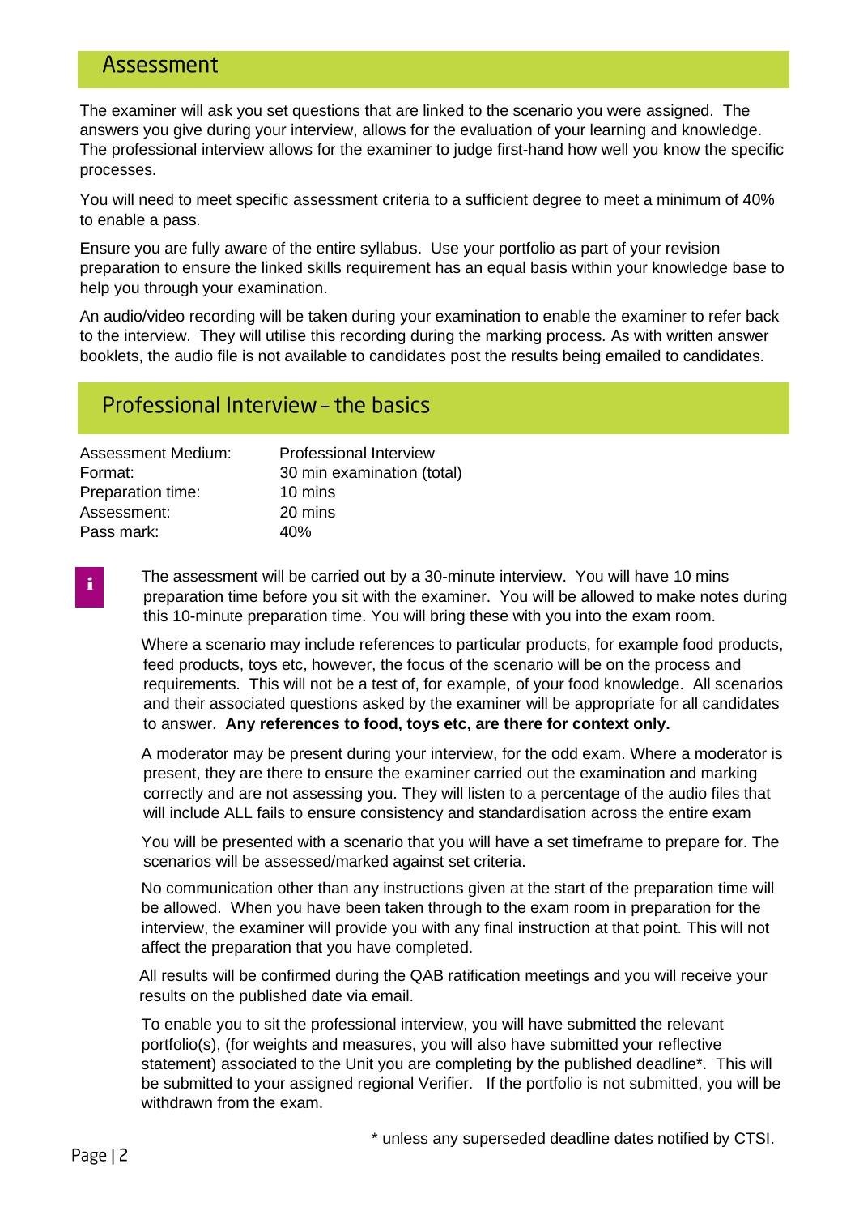## Assessment

The examiner will ask you set questions that are linked to the scenario you were assigned. The answers you give during your interview, allows for the evaluation of your learning and knowledge. The professional interview allows for the examiner to judge first-hand how well you know the specific processes.

You will need to meet specific assessment criteria to a sufficient degree to meet a minimum of 40% to enable a pass.

Ensure you are fully aware of the entire syllabus. Use your portfolio as part of your revision preparation to ensure the linked skills requirement has an equal basis within your knowledge base to help you through your examination.

An audio/video recording will be taken during your examination to enable the examiner to refer back to the interview. They will utilise this recording during the marking process. As with written answer booklets, the audio file is not available to candidates post the results being emailed to candidates.

## Professional Interview – the basics

| | |
|---|---|
| Assessment Medium: | Professional Interview |
| Format: | 30 min examination (total) |
| Preparation time: | 10 mins |
| Assessment: | 20 mins |
| Pass mark: | 40% |

The assessment will be carried out by a 30-minute interview. You will have 10 mins preparation time before you sit with the examiner. You will be allowed to make notes during this 10-minute preparation time. You will bring these with you into the exam room.

Where a scenario may include references to particular products, for example food products, feed products, toys etc, however, the focus of the scenario will be on the process and requirements. This will not be a test of, for example, of your food knowledge. All scenarios and their associated questions asked by the examiner will be appropriate for all candidates to answer. **Any references to food, toys etc, are there for context only.**

A moderator may be present during your interview, for the odd exam. Where a moderator is present, they are there to ensure the examiner carried out the examination and marking correctly and are not assessing you. They will listen to a percentage of the audio files that will include ALL fails to ensure consistency and standardisation across the entire exam

You will be presented with a scenario that you will have a set timeframe to prepare for. The scenarios will be assessed/marked against set criteria.

No communication other than any instructions given at the start of the preparation time will be allowed. When you have been taken through to the exam room in preparation for the interview, the examiner will provide you with any final instruction at that point. This will not affect the preparation that you have completed.

All results will be confirmed during the QAB ratification meetings and you will receive your results on the published date via email.

To enable you to sit the professional interview, you will have submitted the relevant portfolio(s), (for weights and measures, you will also have submitted your reflective statement) associated to the Unit you are completing by the published deadline*. This will be submitted to your assigned regional Verifier. If the portfolio is not submitted, you will be withdrawn from the exam.

\* unless any superseded deadline dates notified by CTSI.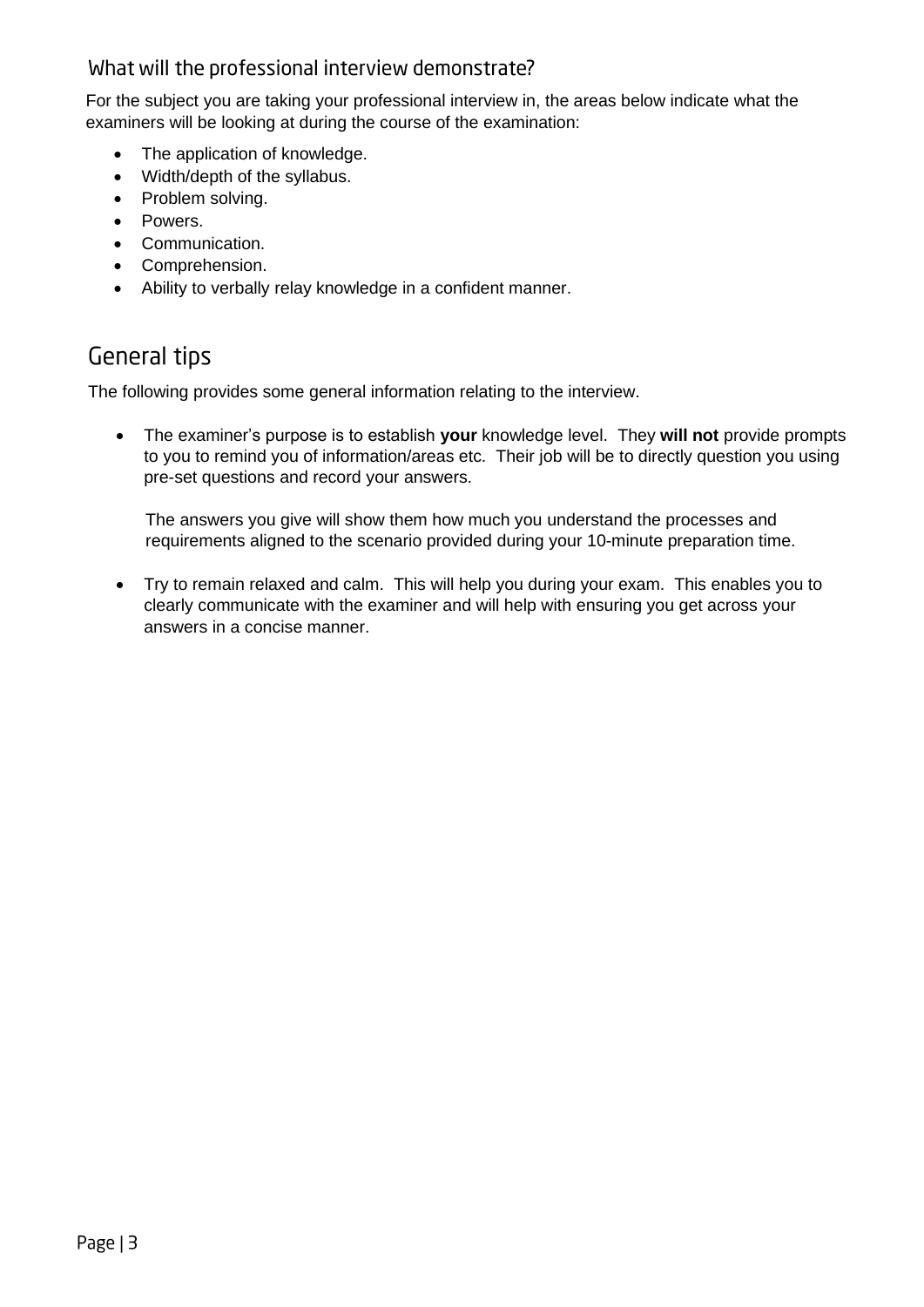## What will the professional interview demonstrate?

For the subject you are taking your professional interview in, the areas below indicate what the examiners will be looking at during the course of the examination:

- The application of knowledge.
- Width/depth of the syllabus.
- Problem solving.
- Powers.
- Communication.
- Comprehension.
- Ability to verbally relay knowledge in a confident manner.

## General tips

The following provides some general information relating to the interview.

- The examiner's purpose is to establish **your** knowledge level. They **will not** provide prompts to you to remind you of information/areas etc. Their job will be to directly question you using pre-set questions and record your answers.

  The answers you give will show them how much you understand the processes and requirements aligned to the scenario provided during your 10-minute preparation time.

- Try to remain relaxed and calm. This will help you during your exam. This enables you to clearly communicate with the examiner and will help with ensuring you get across your answers in a concise manner.